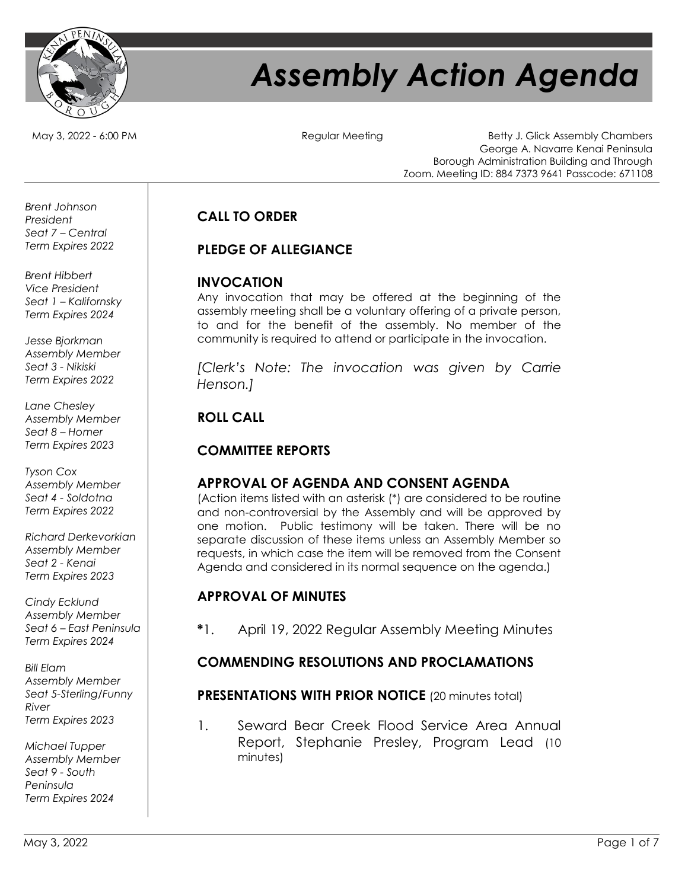# Assembly Action Agenda

May 3, 2022 - 6:00 PM

Regular Meeting

Betty J. Glick Assembly Chambers George A. Navarre Kenai Peninsula Borough Administration Building and Through Zoom. Meeting ID: 884 7373 9641 Passcode: 671108

*Brent Johnson*
*President*
*Seat 7 – Central*
*Term Expires 2022*

*Brent Hibbert*
*Vice President*
*Seat 1 – Kalifornsky*
*Term Expires 2024*

*Jesse Bjorkman*
*Assembly Member*
*Seat 3 - Nikiski*
*Term Expires 2022*

*Lane Chesley*
*Assembly Member*
*Seat 8 – Homer*
*Term Expires 2023*

*Tyson Cox*
*Assembly Member*
*Seat 4 - Soldotna*
*Term Expires 2022*

*Richard Derkevorkian*
*Assembly Member*
*Seat 2 - Kenai*
*Term Expires 2023*

*Cindy Ecklund*
*Assembly Member*
*Seat 6 – East Peninsula*
*Term Expires 2024*

*Bill Elam*
*Assembly Member*
*Seat 5-Sterling/Funny River*
*Term Expires 2023*

*Michael Tupper*
*Assembly Member*
*Seat 9 - South Peninsula*
*Term Expires 2024*

## CALL TO ORDER

## PLEDGE OF ALLEGIANCE

## INVOCATION

Any invocation that may be offered at the beginning of the assembly meeting shall be a voluntary offering of a private person, to and for the benefit of the assembly. No member of the community is required to attend or participate in the invocation.

*[Clerk's Note: The invocation was given by Carrie Henson.]*

## ROLL CALL

## COMMITTEE REPORTS

## APPROVAL OF AGENDA AND CONSENT AGENDA

(Action items listed with an asterisk (*) are considered to be routine and non-controversial by the Assembly and will be approved by one motion. Public testimony will be taken. There will be no separate discussion of these items unless an Assembly Member so requests, in which case the item will be removed from the Consent Agenda and considered in its normal sequence on the agenda.)

## APPROVAL OF MINUTES

*1. April 19, 2022 Regular Assembly Meeting Minutes

## COMMENDING RESOLUTIONS AND PROCLAMATIONS

### PRESENTATIONS WITH PRIOR NOTICE (20 minutes total)

1. Seward Bear Creek Flood Service Area Annual Report, Stephanie Presley, Program Lead (10 minutes)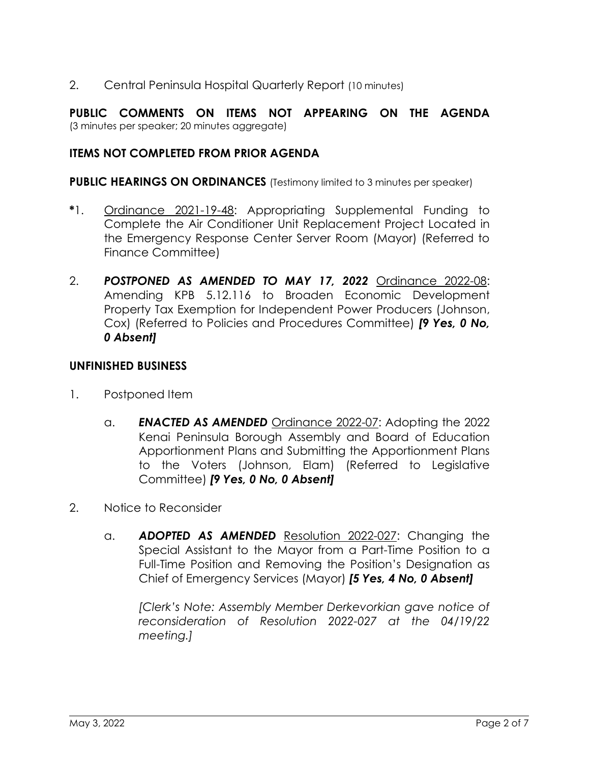2. Central Peninsula Hospital Quarterly Report (10 minutes)

**PUBLIC COMMENTS ON ITEMS NOT APPEARING ON THE AGENDA** (3 minutes per speaker; 20 minutes aggregate)

**ITEMS NOT COMPLETED FROM PRIOR AGENDA**

**PUBLIC HEARINGS ON ORDINANCES** (Testimony limited to 3 minutes per speaker)

*1. Ordinance 2021-19-48: Appropriating Supplemental Funding to Complete the Air Conditioner Unit Replacement Project Located in the Emergency Response Center Server Room (Mayor) (Referred to Finance Committee)

2. ***POSTPONED AS AMENDED TO MAY 17, 2022*** Ordinance 2022-08: Amending KPB 5.12.116 to Broaden Economic Development Property Tax Exemption for Independent Power Producers (Johnson, Cox) (Referred to Policies and Procedures Committee) ***[9 Yes, 0 No, 0 Absent]***

**UNFINISHED BUSINESS**

1. Postponed Item

   a. ***ENACTED AS AMENDED*** Ordinance 2022-07: Adopting the 2022 Kenai Peninsula Borough Assembly and Board of Education Apportionment Plans and Submitting the Apportionment Plans to the Voters (Johnson, Elam) (Referred to Legislative Committee) ***[9 Yes, 0 No, 0 Absent]***

2. Notice to Reconsider

   a. ***ADOPTED AS AMENDED*** Resolution 2022-027: Changing the Special Assistant to the Mayor from a Part-Time Position to a Full-Time Position and Removing the Position's Designation as Chief of Emergency Services (Mayor) ***[5 Yes, 4 No, 0 Absent]***

   *[Clerk's Note: Assembly Member Derkevorkian gave notice of reconsideration of Resolution 2022-027 at the 04/19/22 meeting.]*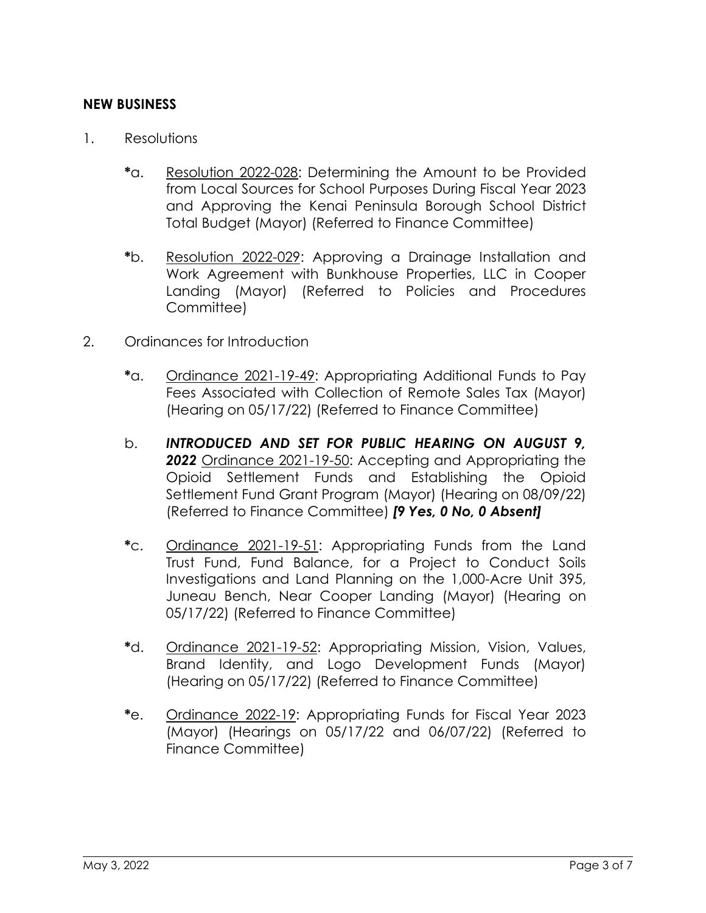## NEW BUSINESS

1. Resolutions

   *a. Resolution 2022-028: Determining the Amount to be Provided from Local Sources for School Purposes During Fiscal Year 2023 and Approving the Kenai Peninsula Borough School District Total Budget (Mayor) (Referred to Finance Committee)

   *b. Resolution 2022-029: Approving a Drainage Installation and Work Agreement with Bunkhouse Properties, LLC in Cooper Landing (Mayor) (Referred to Policies and Procedures Committee)

2. Ordinances for Introduction

   *a. Ordinance 2021-19-49: Appropriating Additional Funds to Pay Fees Associated with Collection of Remote Sales Tax (Mayor) (Hearing on 05/17/22) (Referred to Finance Committee)

   b. ***INTRODUCED AND SET FOR PUBLIC HEARING ON AUGUST 9, 2022*** Ordinance 2021-19-50: Accepting and Appropriating the Opioid Settlement Funds and Establishing the Opioid Settlement Fund Grant Program (Mayor) (Hearing on 08/09/22) (Referred to Finance Committee) ***[9 Yes, 0 No, 0 Absent]***

   *c. Ordinance 2021-19-51: Appropriating Funds from the Land Trust Fund, Fund Balance, for a Project to Conduct Soils Investigations and Land Planning on the 1,000-Acre Unit 395, Juneau Bench, Near Cooper Landing (Mayor) (Hearing on 05/17/22) (Referred to Finance Committee)

   *d. Ordinance 2021-19-52: Appropriating Mission, Vision, Values, Brand Identity, and Logo Development Funds (Mayor) (Hearing on 05/17/22) (Referred to Finance Committee)

   *e. Ordinance 2022-19: Appropriating Funds for Fiscal Year 2023 (Mayor) (Hearings on 05/17/22 and 06/07/22) (Referred to Finance Committee)

May 3, 2022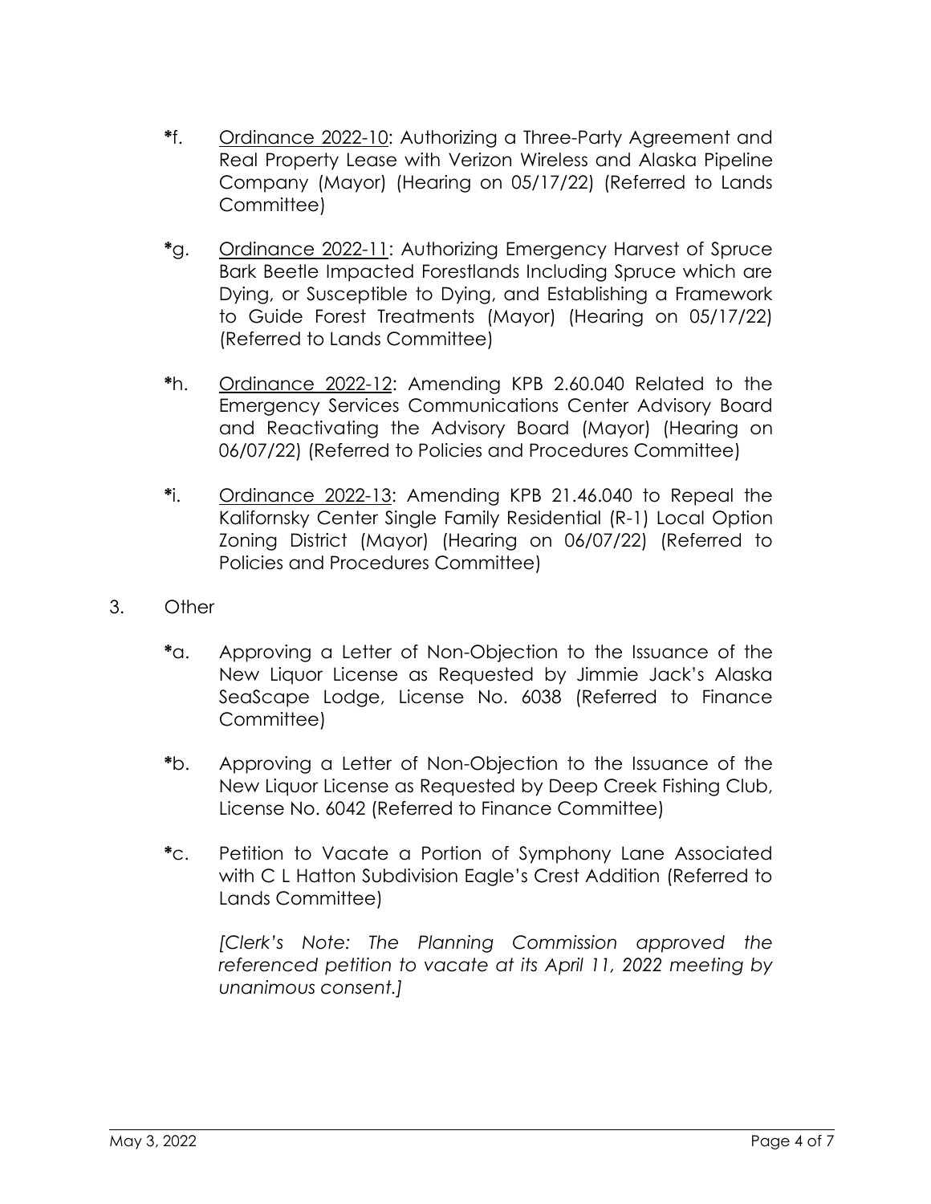*f. Ordinance 2022-10: Authorizing a Three-Party Agreement and Real Property Lease with Verizon Wireless and Alaska Pipeline Company (Mayor) (Hearing on 05/17/22) (Referred to Lands Committee)

*g. Ordinance 2022-11: Authorizing Emergency Harvest of Spruce Bark Beetle Impacted Forestlands Including Spruce which are Dying, or Susceptible to Dying, and Establishing a Framework to Guide Forest Treatments (Mayor) (Hearing on 05/17/22) (Referred to Lands Committee)

*h. Ordinance 2022-12: Amending KPB 2.60.040 Related to the Emergency Services Communications Center Advisory Board and Reactivating the Advisory Board (Mayor) (Hearing on 06/07/22) (Referred to Policies and Procedures Committee)

*i. Ordinance 2022-13: Amending KPB 21.46.040 to Repeal the Kalifornsky Center Single Family Residential (R-1) Local Option Zoning District (Mayor) (Hearing on 06/07/22) (Referred to Policies and Procedures Committee)

3. Other

*a. Approving a Letter of Non-Objection to the Issuance of the New Liquor License as Requested by Jimmie Jack's Alaska SeaScape Lodge, License No. 6038 (Referred to Finance Committee)

*b. Approving a Letter of Non-Objection to the Issuance of the New Liquor License as Requested by Deep Creek Fishing Club, License No. 6042 (Referred to Finance Committee)

*c. Petition to Vacate a Portion of Symphony Lane Associated with C L Hatton Subdivision Eagle's Crest Addition (Referred to Lands Committee)

*[Clerk's Note: The Planning Commission approved the referenced petition to vacate at its April 11, 2022 meeting by unanimous consent.]*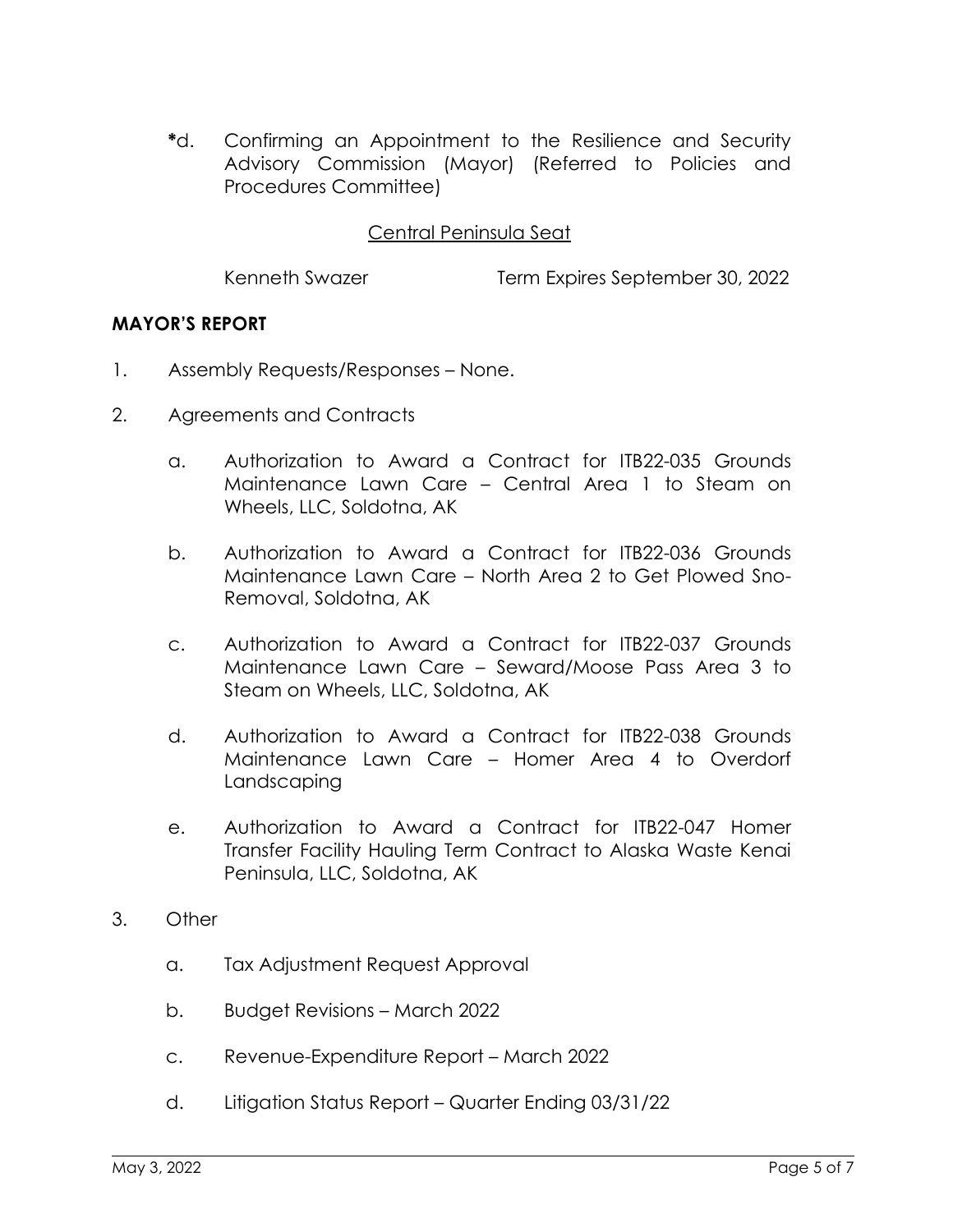*d. Confirming an Appointment to the Resilience and Security Advisory Commission (Mayor) (Referred to Policies and Procedures Committee)

<u>Central Peninsula Seat</u>

Kenneth Swazer Term Expires September 30, 2022

**MAYOR'S REPORT**

1. Assembly Requests/Responses – None.

2. Agreements and Contracts

   a. Authorization to Award a Contract for ITB22-035 Grounds Maintenance Lawn Care – Central Area 1 to Steam on Wheels, LLC, Soldotna, AK

   b. Authorization to Award a Contract for ITB22-036 Grounds Maintenance Lawn Care – North Area 2 to Get Plowed Sno-Removal, Soldotna, AK

   c. Authorization to Award a Contract for ITB22-037 Grounds Maintenance Lawn Care – Seward/Moose Pass Area 3 to Steam on Wheels, LLC, Soldotna, AK

   d. Authorization to Award a Contract for ITB22-038 Grounds Maintenance Lawn Care – Homer Area 4 to Overdorf Landscaping

   e. Authorization to Award a Contract for ITB22-047 Homer Transfer Facility Hauling Term Contract to Alaska Waste Kenai Peninsula, LLC, Soldotna, AK

3. Other

   a. Tax Adjustment Request Approval

   b. Budget Revisions – March 2022

   c. Revenue-Expenditure Report – March 2022

   d. Litigation Status Report – Quarter Ending 03/31/22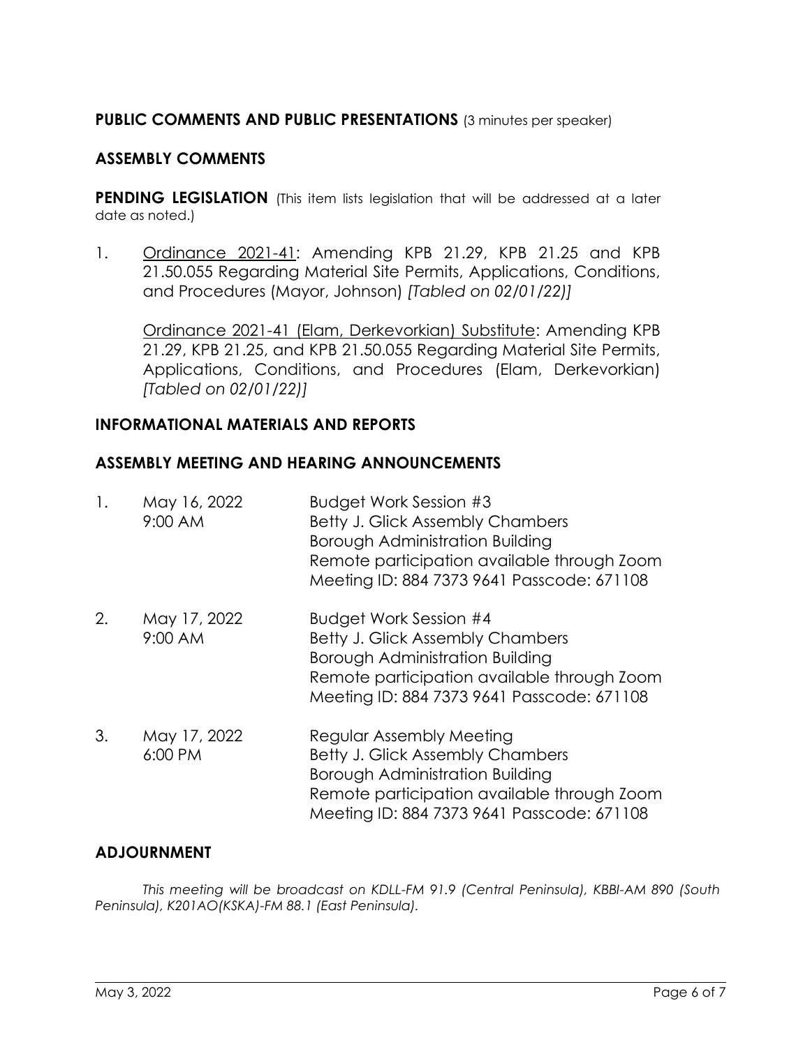**PUBLIC COMMENTS AND PUBLIC PRESENTATIONS** (3 minutes per speaker)

**ASSEMBLY COMMENTS**

**PENDING LEGISLATION** (This item lists legislation that will be addressed at a later date as noted.)

1. Ordinance 2021-41: Amending KPB 21.29, KPB 21.25 and KPB 21.50.055 Regarding Material Site Permits, Applications, Conditions, and Procedures (Mayor, Johnson) *[Tabled on 02/01/22)]*

   Ordinance 2021-41 (Elam, Derkevorkian) Substitute: Amending KPB 21.29, KPB 21.25, and KPB 21.50.055 Regarding Material Site Permits, Applications, Conditions, and Procedures (Elam, Derkevorkian) *[Tabled on 02/01/22)]*

**INFORMATIONAL MATERIALS AND REPORTS**

**ASSEMBLY MEETING AND HEARING ANNOUNCEMENTS**

1. May 16, 2022 9:00 AM — Budget Work Session #3
   Betty J. Glick Assembly Chambers
   Borough Administration Building
   Remote participation available through Zoom
   Meeting ID: 884 7373 9641 Passcode: 671108

2. May 17, 2022 9:00 AM — Budget Work Session #4
   Betty J. Glick Assembly Chambers
   Borough Administration Building
   Remote participation available through Zoom
   Meeting ID: 884 7373 9641 Passcode: 671108

3. May 17, 2022 6:00 PM — Regular Assembly Meeting
   Betty J. Glick Assembly Chambers
   Borough Administration Building
   Remote participation available through Zoom
   Meeting ID: 884 7373 9641 Passcode: 671108

**ADJOURNMENT**

*This meeting will be broadcast on KDLL-FM 91.9 (Central Peninsula), KBBI-AM 890 (South Peninsula), K201AO(KSKA)-FM 88.1 (East Peninsula).*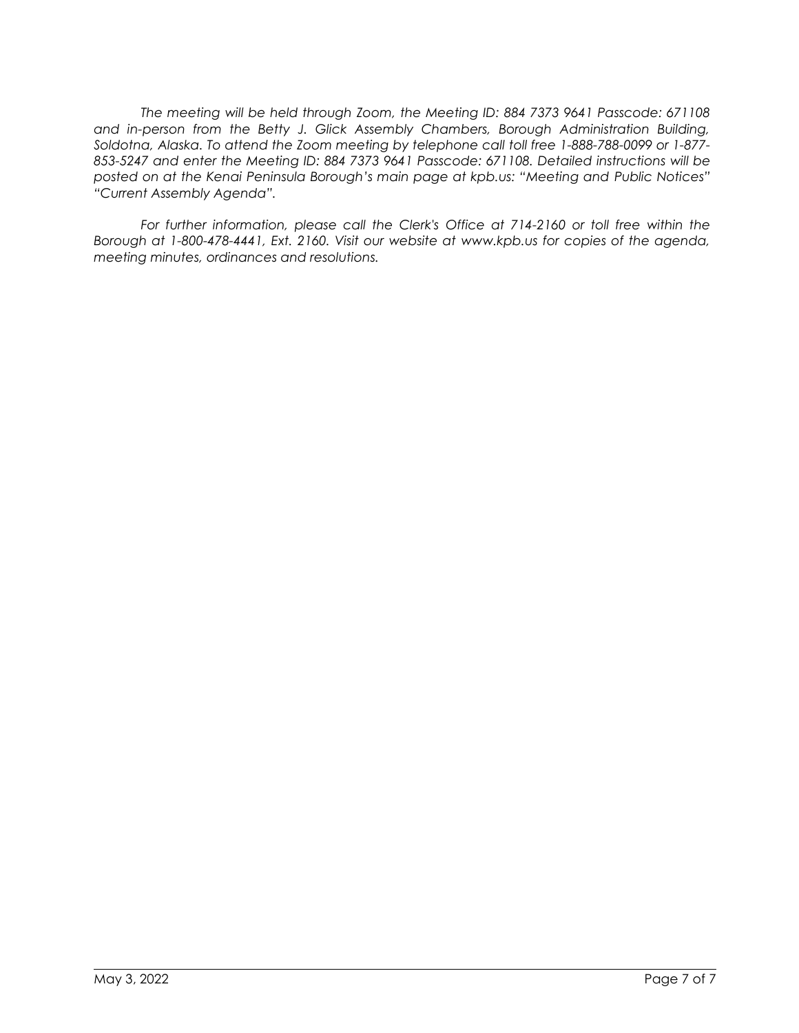*The meeting will be held through Zoom, the Meeting ID: 884 7373 9641 Passcode: 671108 and in-person from the Betty J. Glick Assembly Chambers, Borough Administration Building, Soldotna, Alaska. To attend the Zoom meeting by telephone call toll free 1-888-788-0099 or 1-877-853-5247 and enter the Meeting ID: 884 7373 9641 Passcode: 671108. Detailed instructions will be posted on at the Kenai Peninsula Borough's main page at kpb.us: "Meeting and Public Notices" "Current Assembly Agenda".*

*For further information, please call the Clerk's Office at 714-2160 or toll free within the Borough at 1-800-478-4441, Ext. 2160. Visit our website at www.kpb.us for copies of the agenda, meeting minutes, ordinances and resolutions.*